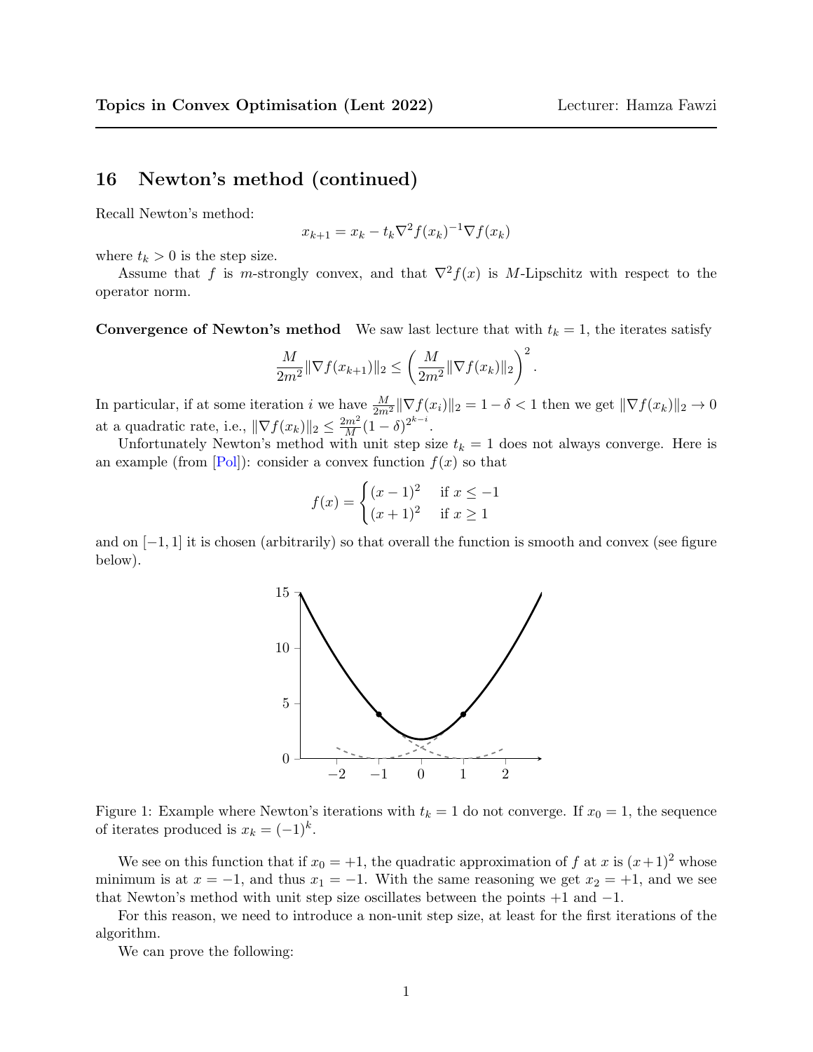# 16 Newton's method (continued)

Recall Newton's method:

$$x_{k+1} = x_k - t_k \nabla^2 f(x_k)^{-1} \nabla f(x_k)$$

where $t_k > 0$ is the step size.

Assume that $f$ is $m$-strongly convex, and that $\nabla^2 f(x)$ is $M$-Lipschitz with respect to the operator norm.

**Convergence of Newton's method** We saw last lecture that with $t_k = 1$, the iterates satisfy

$$\frac{M}{2m^2}\|\nabla f(x_{k+1})\|_2 \le \left(\frac{M}{2m^2}\|\nabla f(x_k)\|_2\right)^2.$$

In particular, if at some iteration $i$ we have $\frac{M}{2m^2}\|\nabla f(x_i)\|_2 = 1 - \delta < 1$ then we get $\|\nabla f(x_k)\|_2 \to 0$ at a quadratic rate, i.e., $\|\nabla f(x_k)\|_2 \le \frac{2m^2}{M}(1-\delta)^{2^{k-i}}$.

Unfortunately Newton's method with unit step size $t_k = 1$ does not always converge. Here is an example (from [Pol]): consider a convex function $f(x)$ so that

$$f(x) = \begin{cases} (x-1)^2 & \text{if } x \le -1 \\ (x+1)^2 & \text{if } x \ge 1 \end{cases}$$

and on $[-1, 1]$ it is chosen (arbitrarily) so that overall the function is smooth and convex (see figure below).

Figure 1: Example where Newton's iterations with $t_k = 1$ do not converge. If $x_0 = 1$, the sequence of iterates produced is $x_k = (-1)^k$.

We see on this function that if $x_0 = +1$, the quadratic approximation of $f$ at $x$ is $(x+1)^2$ whose minimum is at $x = -1$, and thus $x_1 = -1$. With the same reasoning we get $x_2 = +1$, and we see that Newton's method with unit step size oscillates between the points $+1$ and $-1$.

For this reason, we need to introduce a non-unit step size, at least for the first iterations of the algorithm.

We can prove the following: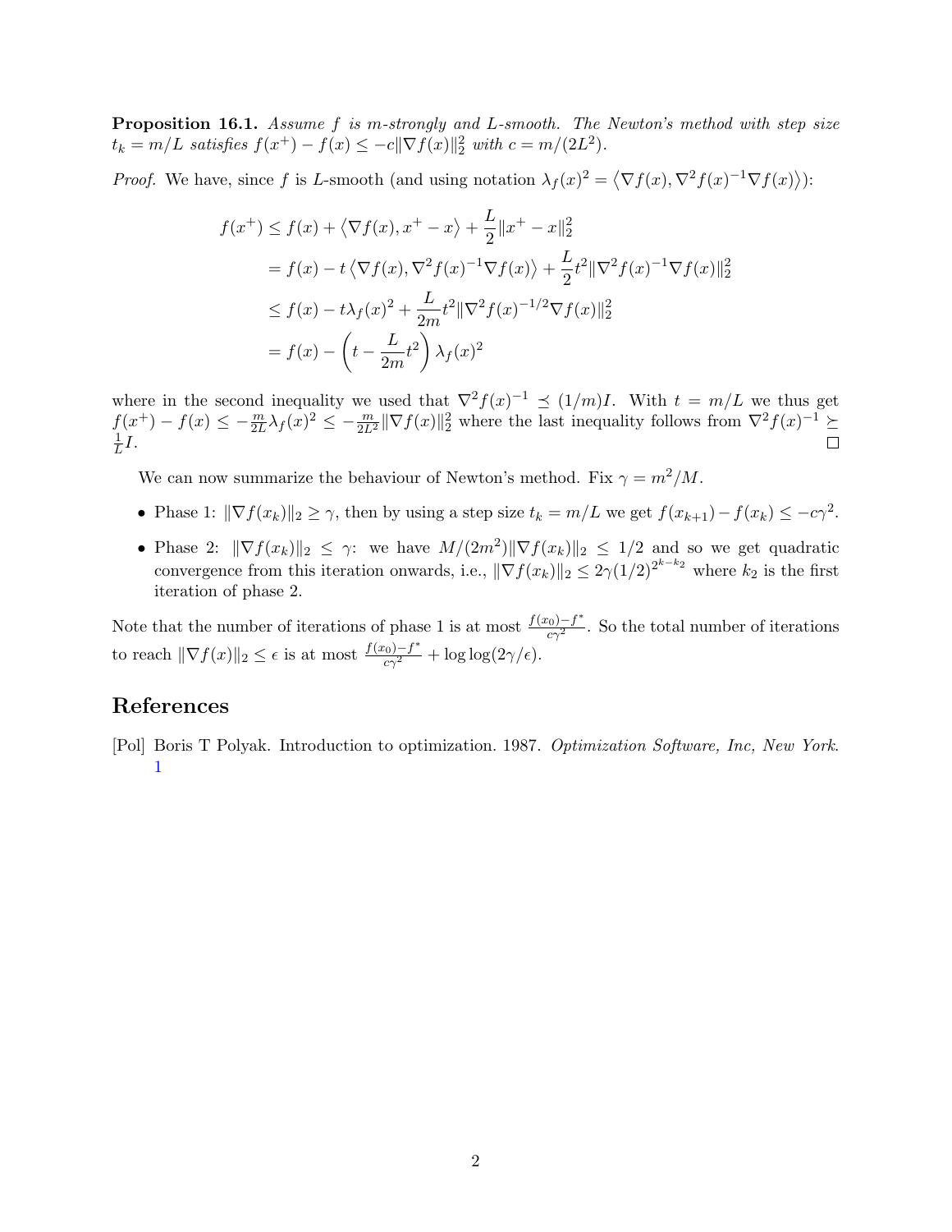**Proposition 16.1.** *Assume $f$ is $m$-strongly and $L$-smooth. The Newton's method with step size $t_k = m/L$ satisfies $f(x^+) - f(x) \leq -c\|\nabla f(x)\|_2^2$ with $c = m/(2L^2)$.*

*Proof.* We have, since $f$ is $L$-smooth (and using notation $\lambda_f(x)^2 = \langle \nabla f(x), \nabla^2 f(x)^{-1} \nabla f(x) \rangle$):

$$
\begin{aligned}
f(x^+) &\leq f(x) + \langle \nabla f(x), x^+ - x \rangle + \frac{L}{2}\|x^+ - x\|_2^2 \\
&= f(x) - t\langle \nabla f(x), \nabla^2 f(x)^{-1} \nabla f(x) \rangle + \frac{L}{2}t^2 \|\nabla^2 f(x)^{-1} \nabla f(x)\|_2^2 \\
&\leq f(x) - t\lambda_f(x)^2 + \frac{L}{2m}t^2 \|\nabla^2 f(x)^{-1/2} \nabla f(x)\|_2^2 \\
&= f(x) - \left(t - \frac{L}{2m}t^2\right)\lambda_f(x)^2
\end{aligned}
$$

where in the second inequality we used that $\nabla^2 f(x)^{-1} \preceq (1/m)I$. With $t = m/L$ we thus get $f(x^+) - f(x) \leq -\frac{m}{2L}\lambda_f(x)^2 \leq -\frac{m}{2L^2}\|\nabla f(x)\|_2^2$ where the last inequality follows from $\nabla^2 f(x)^{-1} \succeq \frac{1}{L}I$. $\square$

We can now summarize the behaviour of Newton's method. Fix $\gamma = m^2/M$.

- Phase 1: $\|\nabla f(x_k)\|_2 \geq \gamma$, then by using a step size $t_k = m/L$ we get $f(x_{k+1}) - f(x_k) \leq -c\gamma^2$.
- Phase 2: $\|\nabla f(x_k)\|_2 \leq \gamma$: we have $M/(2m^2)\|\nabla f(x_k)\|_2 \leq 1/2$ and so we get quadratic convergence from this iteration onwards, i.e., $\|\nabla f(x_k)\|_2 \leq 2\gamma(1/2)^{2^{k-k_2}}$ where $k_2$ is the first iteration of phase 2.

Note that the number of iterations of phase 1 is at most $\frac{f(x_0)-f^*}{c\gamma^2}$. So the total number of iterations to reach $\|\nabla f(x)\|_2 \leq \epsilon$ is at most $\frac{f(x_0)-f^*}{c\gamma^2} + \log\log(2\gamma/\epsilon)$.

## References

[Pol] Boris T Polyak. Introduction to optimization. 1987. *Optimization Software, Inc, New York*. 1